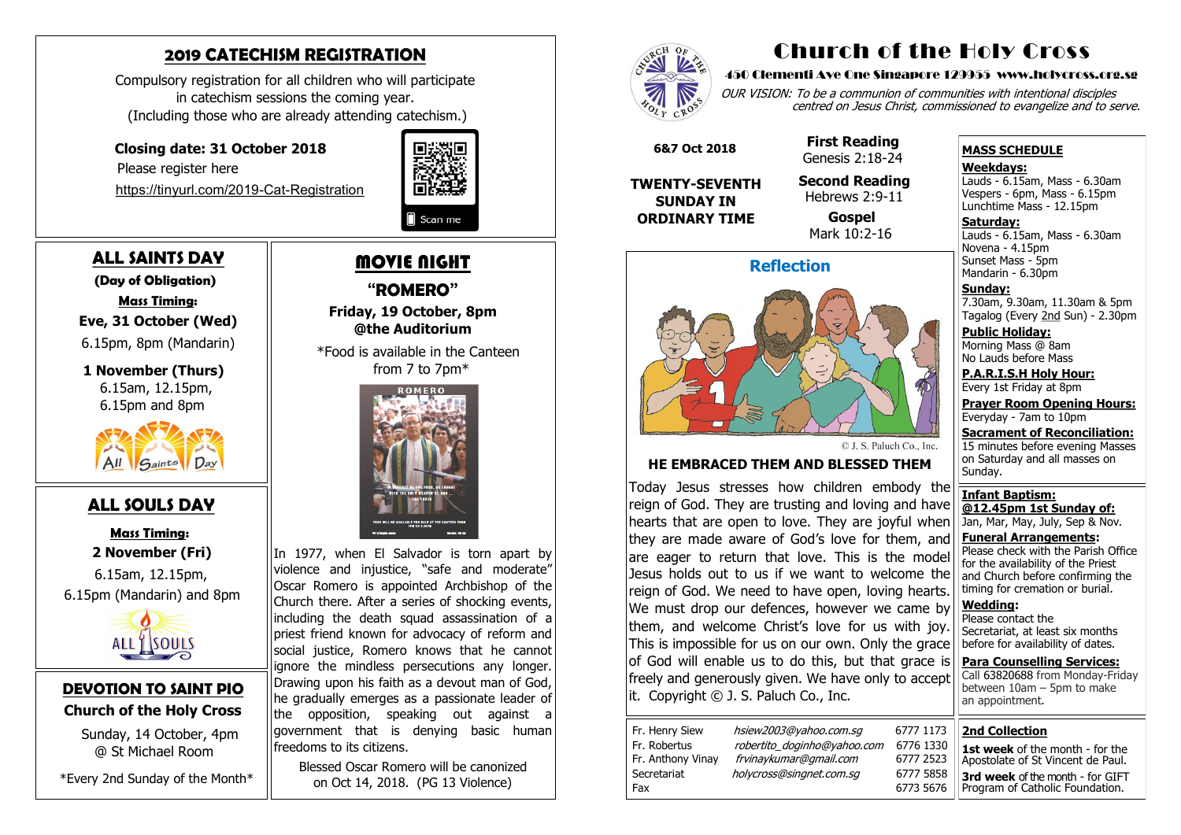# Church of the Holy Cross

**450 Clementi Ave One Singapore 129955 www.holycross.org.sg**

*OUR VISION: To be a communion of communities with intentional disciples centred on Jesus Christ, commissioned to evangelize and to serve.*

**6&7 Oct 2018**

**TWENTY-SEVENTH SUNDAY IN ORDINARY TIME**

**First Reading**
Genesis 2:18-24

**Second Reading**
Hebrews 2:9-11

**Gospel**
Mark 10:2-16

## Reflection

© J. S. Paluch Co., Inc.

### HE EMBRACED THEM AND BLESSED THEM

Today Jesus stresses how children embody the reign of God. They are trusting and loving and have hearts that are open to love. They are joyful when they are made aware of God's love for them, and are eager to return that love. This is the model Jesus holds out to us if we want to welcome the reign of God. We need to have open, loving hearts. We must drop our defences, however we came by them, and welcome Christ's love for us with joy. This is impossible for us on our own. Only the grace of God will enable us to do this, but that grace is freely and generously given. We have only to accept it. Copyright © J. S. Paluch Co., Inc.

| | | |
|---|---|---|
| Fr. Henry Siew | hsiew2003@yahoo.com.sg | 6777 1173 |
| Fr. Robertus | robertito_doginho@yahoo.com | 6776 1330 |
| Fr. Anthony Vinay | frvinaykumar@gmail.com | 6777 2523 |
| Secretariat | holycross@singnet.com.sg | 6777 5858 |
| Fax | | 6773 5676 |

## MASS SCHEDULE

**Weekdays:**
Lauds - 6.15am, Mass - 6.30am
Vespers - 6pm, Mass - 6.15pm
Lunchtime Mass - 12.15pm

**Saturday:**
Lauds - 6.15am, Mass - 6.30am
Novena - 4.15pm
Sunset Mass - 5pm
Mandarin - 6.30pm

**Sunday:**
7.30am, 9.30am, 11.30am & 5pm
Tagalog (Every 2nd Sun) - 2.30pm

**Public Holiday:**
Morning Mass @ 8am
No Lauds before Mass

**P.A.R.I.S.H Holy Hour:**
Every 1st Friday at 8pm

**Prayer Room Opening Hours:**
Everyday - 7am to 10pm

**Sacrament of Reconciliation:**
15 minutes before evening Masses on Saturday and all masses on Sunday.

**Infant Baptism:**
**@12.45pm 1st Sunday of:**
Jan, Mar, May, July, Sep & Nov.

**Funeral Arrangements:**
Please check with the Parish Office for the availability of the Priest and Church before confirming the timing for cremation or burial.

**Wedding:**
Please contact the Secretariat, at least six months before for availability of dates.

**Para Counselling Services:**
Call 63820688 from Monday-Friday between 10am – 5pm to make an appointment.

## 2nd Collection

**1st week** of the month - for the Apostolate of St Vincent de Paul.
**3rd week** of the month - for GIFT Program of Catholic Foundation.

## 2019 CATECHISM REGISTRATION

Compulsory registration for all children who will participate in catechism sessions the coming year.
(Including those who are already attending catechism.)

**Closing date: 31 October 2018**
Please register here
https://tinyurl.com/2019-Cat-Registration

Scan me

## ALL SAINTS DAY

**(Day of Obligation)**

**Mass Timing:**

**Eve, 31 October (Wed)**
6.15pm, 8pm (Mandarin)

**1 November (Thurs)**
6.15am, 12.15pm,
6.15pm and 8pm

## ALL SOULS DAY

**Mass Timing:**

**2 November (Fri)**
6.15am, 12.15pm,
6.15pm (Mandarin) and 8pm

## DEVOTION TO SAINT PIO

**Church of the Holy Cross**

Sunday, 14 October, 4pm
@ St Michael Room

*Every 2nd Sunday of the Month*

## MOVIE NIGHT

**"ROMERO"**

**Friday, 19 October, 8pm**
**@the Auditorium**

*Food is available in the Canteen from 7 to 7pm*

In 1977, when El Salvador is torn apart by violence and injustice, "safe and moderate" Oscar Romero is appointed Archbishop of the Church there. After a series of shocking events, including the death squad assassination of a priest friend known for advocacy of reform and social justice, Romero knows that he cannot ignore the mindless persecutions any longer. Drawing upon his faith as a devout man of God, he gradually emerges as a passionate leader of the opposition, speaking out against a government that is denying basic human freedoms to its citizens.

Blessed Oscar Romero will be canonized on Oct 14, 2018. (PG 13 Violence)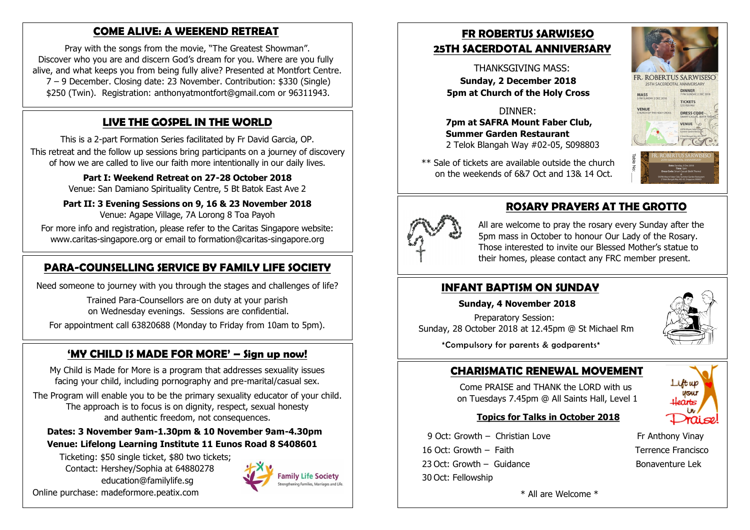## COME ALIVE: A WEEKEND RETREAT

Pray with the songs from the movie, "The Greatest Showman". Discover who you are and discern God's dream for you. Where are you fully alive, and what keeps you from being fully alive? Presented at Montfort Centre. 7 – 9 December. Closing date: 23 November. Contribution: $330 (Single) $250 (Twin). Registration: anthonyatmontfort@gmail.com or 96311943.

## LIVE THE GOSPEL IN THE WORLD

This is a 2-part Formation Series facilitated by Fr David Garcia, OP. This retreat and the follow up sessions bring participants on a journey of discovery of how we are called to live our faith more intentionally in our daily lives.

**Part I: Weekend Retreat on 27-28 October 2018**
Venue: San Damiano Spirituality Centre, 5 Bt Batok East Ave 2

**Part II: 3 Evening Sessions on 9, 16 & 23 November 2018**
Venue: Agape Village, 7A Lorong 8 Toa Payoh

For more info and registration, please refer to the Caritas Singapore website: www.caritas-singapore.org or email to formation@caritas-singapore.org

## PARA-COUNSELLING SERVICE BY FAMILY LIFE SOCIETY

Need someone to journey with you through the stages and challenges of life?

Trained Para-Counsellors are on duty at your parish on Wednesday evenings. Sessions are confidential.

For appointment call 63820688 (Monday to Friday from 10am to 5pm).

## 'MY CHILD IS MADE FOR MORE' – Sign up now!

My Child is Made for More is a program that addresses sexuality issues facing your child, including pornography and pre-marital/casual sex.

The Program will enable you to be the primary sexuality educator of your child. The approach is to focus is on dignity, respect, sexual honesty and authentic freedom, not consequences.

**Dates: 3 November 9am-1.30pm & 10 November 9am-4.30pm**
**Venue: Lifelong Learning Institute 11 Eunos Road 8 S408601**

Ticketing: $50 single ticket, $80 two tickets;
Contact: Hershey/Sophia at 64880278
education@familylife.sg
Online purchase: madeformore.peatix.com

Family Life Society
Strengthening Families, Marriages and Life.

## FR ROBERTUS SARWISESO 25TH SACERDOTAL ANNIVERSARY

THANKSGIVING MASS:
**Sunday, 2 December 2018**
**5pm at Church of the Holy Cross**

DINNER:
**7pm at SAFRA Mount Faber Club, Summer Garden Restaurant**
2 Telok Blangah Way #02-05, S098803

** Sale of tickets are available outside the church on the weekends of 6&7 Oct and 13& 14 Oct.

## ROSARY PRAYERS AT THE GROTTO

All are welcome to pray the rosary every Sunday after the 5pm mass in October to honour Our Lady of the Rosary. Those interested to invite our Blessed Mother's statue to their homes, please contact any FRC member present.

## INFANT BAPTISM ON SUNDAY

**Sunday, 4 November 2018**

Preparatory Session:
Sunday, 28 October 2018 at 12.45pm @ St Michael Rm

*Compulsory for parents & godparents*

## CHARISMATIC RENEWAL MOVEMENT

Come PRAISE and THANK the LORD with us on Tuesdays 7.45pm @ All Saints Hall, Level 1

### Topics for Talks in October 2018

| | |
|---|---|
| 9 Oct: Growth – Christian Love | Fr Anthony Vinay |
| 16 Oct: Growth – Faith | Terrence Francisco |
| 23 Oct: Growth – Guidance | Bonaventure Lek |
| 30 Oct: Fellowship | |

* All are Welcome *